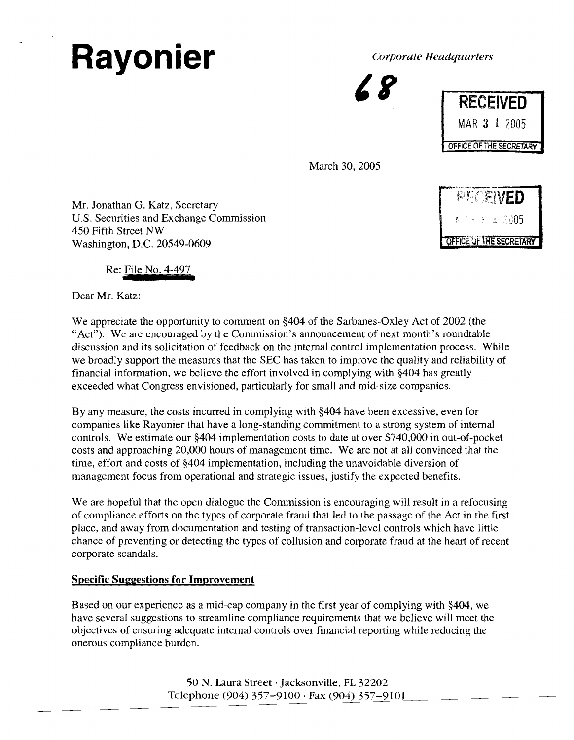# Rayonier

*Corporate Headquarters*

68

RECEIVED
MAR 31 2005
OFFICE OF THE SECRETARY

March 30, 2005

RECEIVED
2005
OFFICE OF THE SECRETARY

Mr. Jonathan G. Katz, Secretary
U.S. Securities and Exchange Commission
450 Fifth Street NW
Washington, D.C. 20549-0609

Re: File No. 4-497

Dear Mr. Katz:

We appreciate the opportunity to comment on §404 of the Sarbanes-Oxley Act of 2002 (the "Act"). We are encouraged by the Commission's announcement of next month's roundtable discussion and its solicitation of feedback on the internal control implementation process. While we broadly support the measures that the SEC has taken to improve the quality and reliability of financial information, we believe the effort involved in complying with §404 has greatly exceeded what Congress envisioned, particularly for small and mid-size companies.

By any measure, the costs incurred in complying with §404 have been excessive, even for companies like Rayonier that have a long-standing commitment to a strong system of internal controls. We estimate our §404 implementation costs to date at over $740,000 in out-of-pocket costs and approaching 20,000 hours of management time. We are not at all convinced that the time, effort and costs of §404 implementation, including the unavoidable diversion of management focus from operational and strategic issues, justify the expected benefits.

We are hopeful that the open dialogue the Commission is encouraging will result in a refocusing of compliance efforts on the types of corporate fraud that led to the passage of the Act in the first place, and away from documentation and testing of transaction-level controls which have little chance of preventing or detecting the types of collusion and corporate fraud at the heart of recent corporate scandals.

**Specific Suggestions for Improvement**

Based on our experience as a mid-cap company in the first year of complying with §404, we have several suggestions to streamline compliance requirements that we believe will meet the objectives of ensuring adequate internal controls over financial reporting while reducing the onerous compliance burden.

50 N. Laura Street · Jacksonville, FL 32202
Telephone (904) 357-9100 · Fax (904) 357-9101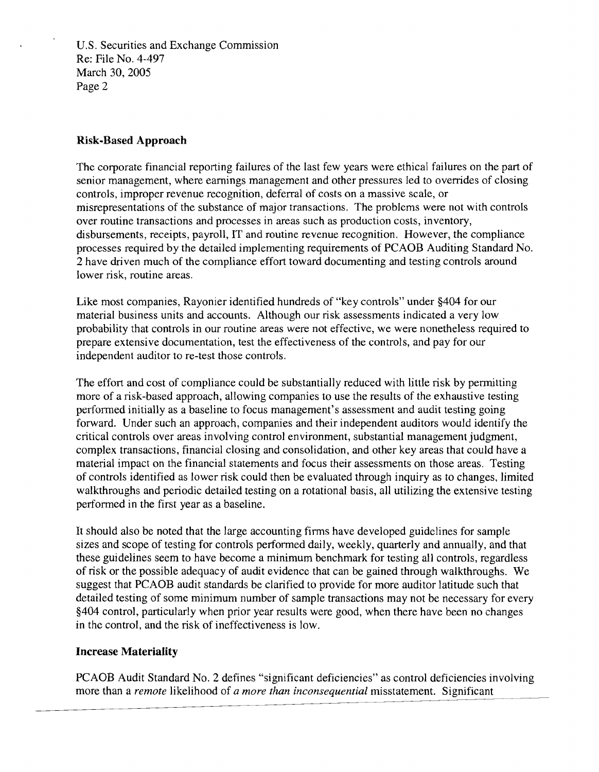## Risk-Based Approach

The corporate financial reporting failures of the last few years were ethical failures on the part of senior management, where earnings management and other pressures led to overrides of closing controls, improper revenue recognition, deferral of costs on a massive scale, or misrepresentations of the substance of major transactions. The problems were not with controls over routine transactions and processes in areas such as production costs, inventory, disbursements, receipts, payroll, IT and routine revenue recognition. However, the compliance processes required by the detailed implementing requirements of PCAOB Auditing Standard No. 2 have driven much of the compliance effort toward documenting and testing controls around lower risk, routine areas.

Like most companies, Rayonier identified hundreds of "key controls" under §404 for our material business units and accounts. Although our risk assessments indicated a very low probability that controls in our routine areas were not effective, we were nonetheless required to prepare extensive documentation, test the effectiveness of the controls, and pay for our independent auditor to re-test those controls.

The effort and cost of compliance could be substantially reduced with little risk by permitting more of a risk-based approach, allowing companies to use the results of the exhaustive testing performed initially as a baseline to focus management's assessment and audit testing going forward. Under such an approach, companies and their independent auditors would identify the critical controls over areas involving control environment, substantial management judgment, complex transactions, financial closing and consolidation, and other key areas that could have a material impact on the financial statements and focus their assessments on those areas. Testing of controls identified as lower risk could then be evaluated through inquiry as to changes, limited walkthroughs and periodic detailed testing on a rotational basis, all utilizing the extensive testing performed in the first year as a baseline.

It should also be noted that the large accounting firms have developed guidelines for sample sizes and scope of testing for controls performed daily, weekly, quarterly and annually, and that these guidelines seem to have become a minimum benchmark for testing all controls, regardless of risk or the possible adequacy of audit evidence that can be gained through walkthroughs. We suggest that PCAOB audit standards be clarified to provide for more auditor latitude such that detailed testing of some minimum number of sample transactions may not be necessary for every §404 control, particularly when prior year results were good, when there have been no changes in the control, and the risk of ineffectiveness is low.

## Increase Materiality

PCAOB Audit Standard No. 2 defines "significant deficiencies" as control deficiencies involving more than a *remote* likelihood of *a more than inconsequential* misstatement. Significant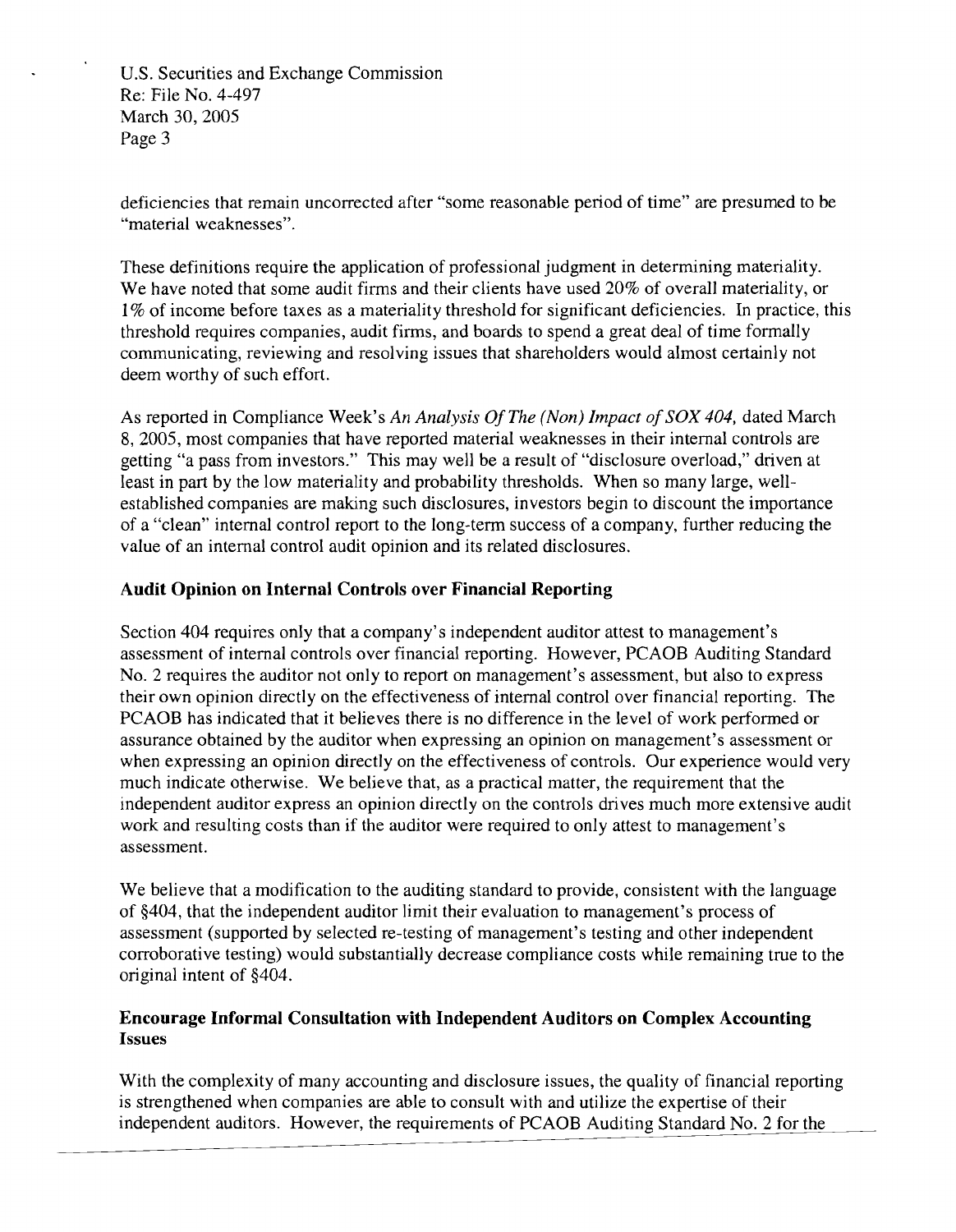deficiencies that remain uncorrected after "some reasonable period of time" are presumed to be "material weaknesses".

These definitions require the application of professional judgment in determining materiality. We have noted that some audit firms and their clients have used 20% of overall materiality, or 1% of income before taxes as a materiality threshold for significant deficiencies. In practice, this threshold requires companies, audit firms, and boards to spend a great deal of time formally communicating, reviewing and resolving issues that shareholders would almost certainly not deem worthy of such effort.

As reported in Compliance Week's *An Analysis Of The (Non) Impact of SOX 404,* dated March 8, 2005, most companies that have reported material weaknesses in their internal controls are getting "a pass from investors." This may well be a result of "disclosure overload," driven at least in part by the low materiality and probability thresholds. When so many large, well-established companies are making such disclosures, investors begin to discount the importance of a "clean" internal control report to the long-term success of a company, further reducing the value of an internal control audit opinion and its related disclosures.

**Audit Opinion on Internal Controls over Financial Reporting**

Section 404 requires only that a company's independent auditor attest to management's assessment of internal controls over financial reporting. However, PCAOB Auditing Standard No. 2 requires the auditor not only to report on management's assessment, but also to express their own opinion directly on the effectiveness of internal control over financial reporting. The PCAOB has indicated that it believes there is no difference in the level of work performed or assurance obtained by the auditor when expressing an opinion on management's assessment or when expressing an opinion directly on the effectiveness of controls. Our experience would very much indicate otherwise. We believe that, as a practical matter, the requirement that the independent auditor express an opinion directly on the controls drives much more extensive audit work and resulting costs than if the auditor were required to only attest to management's assessment.

We believe that a modification to the auditing standard to provide, consistent with the language of §404, that the independent auditor limit their evaluation to management's process of assessment (supported by selected re-testing of management's testing and other independent corroborative testing) would substantially decrease compliance costs while remaining true to the original intent of §404.

**Encourage Informal Consultation with Independent Auditors on Complex Accounting Issues**

With the complexity of many accounting and disclosure issues, the quality of financial reporting is strengthened when companies are able to consult with and utilize the expertise of their independent auditors. However, the requirements of PCAOB Auditing Standard No. 2 for the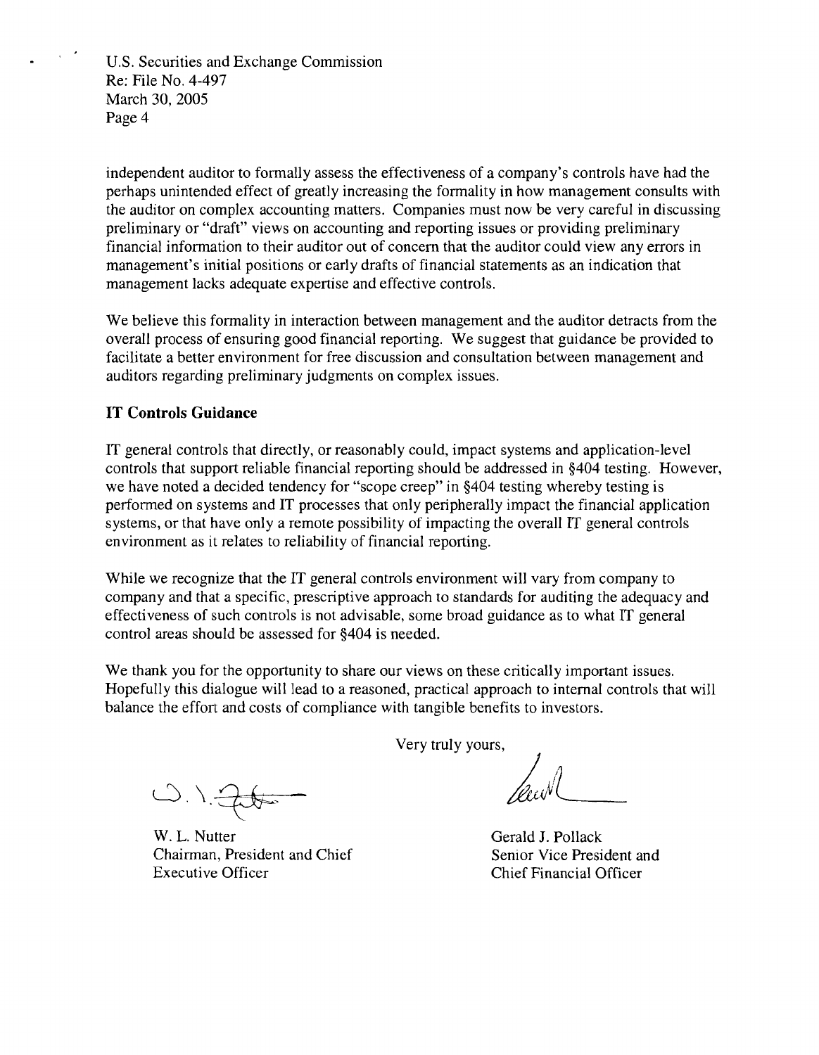independent auditor to formally assess the effectiveness of a company's controls have had the perhaps unintended effect of greatly increasing the formality in how management consults with the auditor on complex accounting matters. Companies must now be very careful in discussing preliminary or "draft" views on accounting and reporting issues or providing preliminary financial information to their auditor out of concern that the auditor could view any errors in management's initial positions or early drafts of financial statements as an indication that management lacks adequate expertise and effective controls.

We believe this formality in interaction between management and the auditor detracts from the overall process of ensuring good financial reporting. We suggest that guidance be provided to facilitate a better environment for free discussion and consultation between management and auditors regarding preliminary judgments on complex issues.

**IT Controls Guidance**

IT general controls that directly, or reasonably could, impact systems and application-level controls that support reliable financial reporting should be addressed in §404 testing. However, we have noted a decided tendency for "scope creep" in §404 testing whereby testing is performed on systems and IT processes that only peripherally impact the financial application systems, or that have only a remote possibility of impacting the overall IT general controls environment as it relates to reliability of financial reporting.

While we recognize that the IT general controls environment will vary from company to company and that a specific, prescriptive approach to standards for auditing the adequacy and effectiveness of such controls is not advisable, some broad guidance as to what IT general control areas should be assessed for §404 is needed.

We thank you for the opportunity to share our views on these critically important issues. Hopefully this dialogue will lead to a reasoned, practical approach to internal controls that will balance the effort and costs of compliance with tangible benefits to investors.

Very truly yours,

W. L. Nutter
Chairman, President and Chief Executive Officer

Gerald J. Pollack
Senior Vice President and Chief Financial Officer